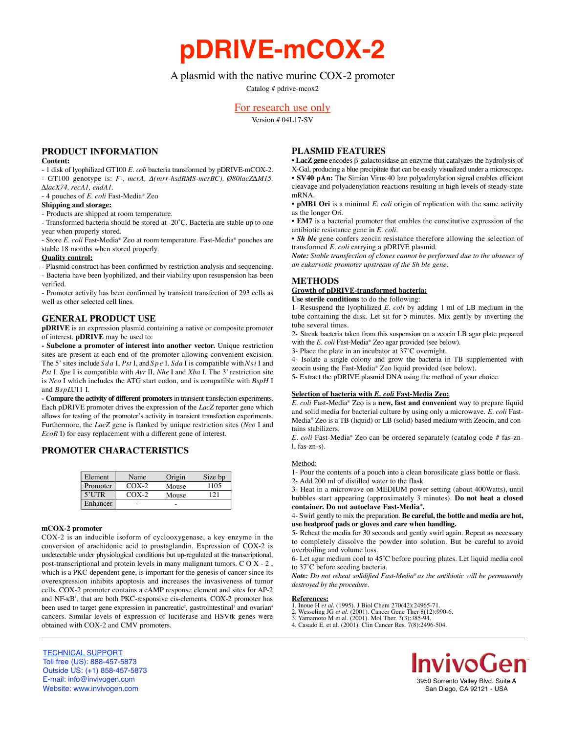# pDRIVE-mCOX-2

A plasmid with the native murine COX-2 promoter

Catalog # pdrive-mcox2

For research use only

Version # 04L17-SV

## PRODUCT INFORMATION

**Content:**

- 1 disk of lyophilized GT100 *E. coli* bacteria transformed by pDRIVE-mCOX-2.
- GT100 genotype is: *F-, mcrA, Δ(mrr-hsdRMS-mcrBC), Ø80lacZΔM15, ΔlacX74, recA1, endA1.*
- 4 pouches of *E. coli* Fast-Media® Zeo

**Shipping and storage:**

- Products are shipped at room temperature.
- Transformed bacteria should be stored at -20˚C. Bacteria are stable up to one year when properly stored.
- Store *E. coli* Fast-Media® Zeo at room temperature. Fast-Media® pouches are stable 18 months when stored properly.

**Quality control:**

- Plasmid construct has been confirmed by restriction analysis and sequencing.
- Bacteria have been lyophilized, and their viability upon resuspension has been verified.
- Promoter activity has been confirmed by transient transfection of 293 cells as well as other selected cell lines.

## GENERAL PRODUCT USE

**pDRIVE** is an expression plasmid containing a native or composite promoter of interest. **pDRIVE** may be used to:

**- Subclone a promoter of interest into another vector.** Unique restriction sites are present at each end of the promoter allowing convenient excision. The 5' sites include *Sda* I, *Pst* I, and *Spe* I. *Sda* I is compatible with *Nsi* I and *Pst* I. *Spe* I is compatible with *Avr* II, *Nhe* I and *Xba* I. The 3' restriction site is *Nco* I which includes the ATG start codon, and is compatible with *BspH* I and *BspLU*11 I.

**- Compare the activity of different promoters** in transient transfection experiments. Each pDRIVE promoter drives the expression of the *LacZ* reporter gene which allows for testing of the promoter's activity in transient transfection experiments. Furthermore, the *LacZ* gene is flanked by unique restriction sites (*Nco* I and *EcoR* I) for easy replacement with a different gene of interest.

## PROMOTER CHARACTERISTICS

| Element | Name | Origin | Size bp |
|---|---|---|---|
| Promoter | COX-2 | Mouse | 1105 |
| 5'UTR | COX-2 | Mouse | 121 |
| Enhancer | - | - | |

**mCOX-2 promoter**

COX-2 is an inducible isoform of cyclooxygenase, a key enzyme in the conversion of arachidonic acid to prostaglandin. Expression of COX-2 is undetectable under physiological conditions but up-regulated at the transcriptional, post-transcriptional and protein levels in many malignant tumors. COX-2, which is a PKC-dependent gene, is important for the genesis of cancer since its overexpression inhibits apoptosis and increases the invasiveness of tumor cells. COX-2 promoter contains a cAMP response element and sites for AP-2 and NF-κB[1], that are both PKC-responsive cis-elements. COX-2 promoter has been used to target gene expression in pancreatic[2], gastrointestinal[3] and ovarian[4] cancers. Similar levels of expression of luciferase and HSVtk genes were obtained with COX-2 and CMV promoters.

## PLASMID FEATURES

- **LacZ gene** encodes β-galactosidase an enzyme that catalyzes the hydrolysis of X-Gal, producing a blue precipitate that can be easily visualized under a microscope**.**
- **SV40 pAn:** The Simian Virus 40 late polyadenylation signal enables efficient cleavage and polyadenylation reactions resulting in high levels of steady-state mRNA.
- **pMB1 Ori** is a minimal *E. coli* origin of replication with the same activity as the longer Ori.
- **EM7** is a bacterial promoter that enables the constitutive expression of the antibiotic resistance gene in *E. coli*.
- ***Sh ble*** gene confers zeocin resistance therefore allowing the selection of transformed *E. coli* carrying a pDRIVE plasmid.

***Note:*** *Stable transfection of clones cannot be performed due to the absence of an eukaryotic promoter upstream of the Sh ble gene.*

## METHODS

**Growth of pDRIVE-transformed bacteria:**

**Use sterile conditions** to do the following:

1- Resuspend the lyophilized *E. coli* by adding 1 ml of LB medium in the tube containing the disk. Let sit for 5 minutes. Mix gently by inverting the tube several times.

2- Streak bacteria taken from this suspension on a zeocin LB agar plate prepared with the *E. coli* Fast-Media® Zeo agar provided (see below).

3- Place the plate in an incubator at 37˚C overnight.

4- Isolate a single colony and grow the bacteria in TB supplemented with zeocin using the Fast-Media® Zeo liquid provided (see below).

5- Extract the pDRIVE plasmid DNA using the method of your choice.

**Selection of bacteria with *E. coli* Fast-Media Zeo:**

*E. coli* Fast-Media® Zeo is a **new, fast and convenient** way to prepare liquid and solid media for bacterial culture by using only a microwave. *E. coli* Fast-Media® Zeo is a TB (liquid) or LB (solid) based medium with Zeocin, and contains stabilizers.

*E. coli* Fast-Media® Zeo can be ordered separately (catalog code # fas-zn-l, fas-zn-s).

Method:

1- Pour the contents of a pouch into a clean borosilicate glass bottle or flask.

2- Add 200 ml of distilled water to the flask

3- Heat in a microwave on MEDIUM power setting (about 400Watts), until bubbles start appearing (approximately 3 minutes). **Do not heat a closed container. Do not autoclave Fast-Media®.**

4- Swirl gently to mix the preparation. **Be careful, the bottle and media are hot, use heatproof pads or gloves and care when handling.**

5- Reheat the media for 30 seconds and gently swirl again. Repeat as necessary to completely dissolve the powder into solution. But be careful to avoid overboiling and volume loss.

6- Let agar medium cool to 45˚C before pouring plates. Let liquid media cool to 37˚C before seeding bacteria.

***Note:*** *Do not reheat solidified Fast-Media® as the antibiotic will be permanently destroyed by the procedure.*

**References:**

1. Inoue H *et al*. (1995). J Biol Chem 270(42):24965-71.
2. Wesseling JG *et al*. (2001). Cancer Gene Ther 8(12):990-6.
3. Yamamoto M et al. (2001). Mol Ther. 3(3):385-94.
4. Casado E. et al. (2001). Clin Cancer Res. 7(8):2496-504.

TECHNICAL SUPPORT
Toll free (US): 888-457-5873
Outside US: (+1) 858-457-5873
E-mail: info@invivogen.com
Website: www.invivogen.com

InvivoGen
3950 Sorrento Valley Blvd. Suite A
San Diego, CA 92121 - USA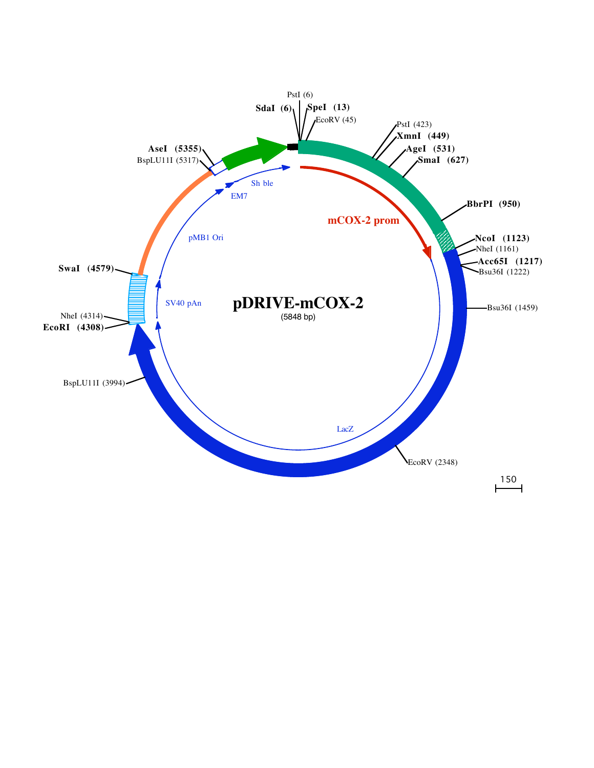**pDRIVE-mCOX-2**

(5848 bp)

- SdaI (6)
- PstI (6)
- SpeI (13)
- EcoRV (45)
- PstI (423)
- XmnI (449)
- AgeI (531)
- SmaI (627)
- BbrPI (950)
- NcoI (1123)
- NheI (1161)
- Acc65I (1217)
- Bsu36I (1222)
- Bsu36I (1459)
- EcoRV (2348)
- BspLU11I (3994)
- EcoRI (4308)
- NheI (4314)
- SwaI (4579)
- BspLU11I (5317)
- AseI (5355)

mCOX-2 prom

LacZ

SV40 pAn

pMB1 Ori

EM7

Sh ble

150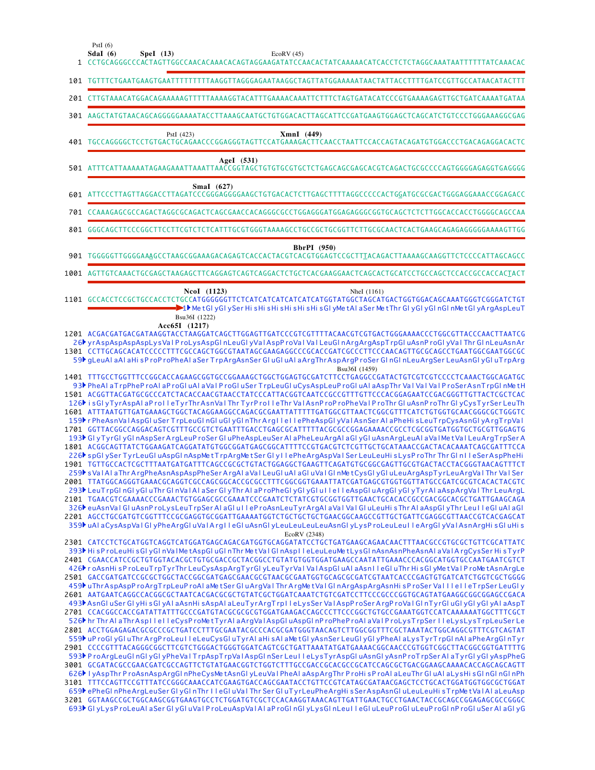```
                    PstI (6)
                    SdaI (6)        SpeI (13)                          EcoRV (45)
   1  CCTGCAGGGCCCACTAGTTGGCCAACACAAACACAGTAGGAAGATATCCAACACTATCAAAAACATCACCTCTCTAGGCAAATAATTTTTTATCAAACAC

 101  TGTTTCTGAATGAAGTGAATTTTTTTTTAAGGTTAGGGAGAATAAGGCTAGTTATGGAAAAATAACTATTACCTTTTGATCCGTTGCCATAACATACTTT

 201  CTTGTAAACATGGACAGAAAAAGTTTTTAAAAGGTACATTTGAAAACAAATTCTTTCTAGTGATACATCCCGTGAAAAGAGTTGCTGATCAAAATGATAA

 301  AAGCTATGTAACAGCAGGGGGAAAATACCTTAAAGCAATGCTGTGGACACTTAGCATTCCGATGAAGTGGAGCTCAGCATCTGTCCCTGGGAAAGGCGAG

                                   PstI (423)                   XmnI (449)
 401  TGCCAGGGGCTCCTGTGACTGCAGAACCCGGAGGGTAGTTCCATGAAAGACTTCAACCTAATTCCACCAGTACAGATGTGGACCCTGACAGAGGACACTC

                                          AgeI (531)
 501  ATTTCATTAAAAATAGAAGAAATTAAATTAACCGGTAGCTGTGTGCGTGCTCTGAGCAGCGAGCACGTCAGACTGCGCCCCAGTGGGGAGAGGTGAGGGG

                                      SmaI (627)
 601  ATTCCCTTAGTTAGGACCTTAGATCCCGGGAGGGGAAGCTGTGACACTCTTGAGCTTTTAGGCCCCCACTGGATGCGCGACTGGGAGGAAACCGGAGACC

 701  CCAAAGAGCGCCAGACTAGGCGCAGACTCAGCGAACCACAGGGCGCCTGGAGGGATGGAGAGGGCGGTGCAGCTCTCTTGGCACCACCTGGGGCAGCAA

 801  GGGCAGCTTCCCGGCTTCCTTCGTCTCTCATTTGCGTGGGTAAAAGCCTGCCGCTGCGGTTCTTGCGCAACTCACTGAAGCAGAGAGGGGGAAAAGTTGG

                                                                      BbrPI (950)
 901  TGGGGGTTGGGGAAAGCCTAAGCGGAAAGACAGAGTCACCACTACGTCACGTGGAGTCCGCTTTACAGACTTAAAAGCAAGGTTCTCCCCATTAGCAGCC

1001  AGTTGTCAAACTGCGAGCTAAGAGCTTCAGGAGTCAGTCAGGACTCTGCTCACGAAGGAACTCAGCACTGCATCCTGCCAGCTCCACCGCCACCACTACT

                                  NcoI (1123)                                NheI (1161)
1101  GCCACCTCCGCTGCCACCTCTGCCATGGGGGGTTCTCATCATCATCATCATCATGGTATGGCTAGCATGACTGGTGGACAGCAAATGGGTCGGGATCTGT
                                  1▶ MetGlyGlySerHisHisHisHisHisHisGlyMetAlaSerMetThrGlyGlyGlnGlnMetGlyArgAspLeuT
                                  Bsu36I (1222)
                          Acc65I (1217)
1201  ACGACGATGACGATAAGGTACCTAAGGATCAGCTTGGAGTTGATCCCGTCGTTTTACAACGTCGTGACTGGGAAAACCCTGGCGTTACCCAACTTAATCG
  26▶ yrAspAspAspAspLysValProLysAspGlnLeuGlyValAspProValValLeuGlnArgArgAspTrpGluAsnProGlyValThrGlnLeuAsnAr
1301  CCTTGCAGCACATCCCCCTTTCGCCAGCTGGCGTAATAGCGAAGAGGCCCGCACCGATCGCCCTTCCCAACAGTTGCGCAGCCTGAATGGCGAATGGCGC
  59▶ gLeuAlaAlaHisProProPheAlaSerTrpArgAsnSerGluGluAlaArgThrAspArgProSerGlnGlnLeuArgSerLeuAsnGlyGluTrpArg
                                                                    Bsu36I (1459)
1401  TTTGCCTGGTTTCCGGCACCAGAAGCGGTGCCGGAAAGCTGGCTGGAGTGCGATCTTCCTGAGGCCGATACTGTCGTCGTCCCCTCAAACTGGCAGATGC
  93▶ PheAlaTrpPheProAlaProGluAlaValProGluSerTrpLeuGluCysAspLeuProGluAlaAspThrValValValProSerAsnTrpGlnMetH
1501  ACGGTTACGATGCGCCCATCTACACCAACGTAACCTATCCCATTACGGTCAATCCGCCGTTTGTTCCCACGGAGAATCCGACGGGTTGTTACTCGCTCAC
 126▶ isGlyTyrAspAlaProIleTyrThrAsnValThrTyrProIleThrValAsnProProPheValProThrGluAsnProThrGlyCysTyrSerLeuTh
1601  ATTTAATGTTGATGAAAGCTGGCTACAGGAAGGCCAGACGCGAATTATTTTTGATGGCGTTAACTCGGCGTTTCATCTGTGGTGCAACGGGCGCTGGGTC
 159▶ rPheAsnValAspGluSerTrpLeuGlnGluGlyGlnThrArgIleIlePheAspGlyValAsnSerAlaPheHisLeuTrpCysAsnGlyArgTrpVal
1701  GGTTACGGCCAGGACAGTCGTTTGCCGTCTGAATTTGACCTGAGCGCATTTTTACGCGCCGGAGAAAACCGCCTCGCGGTGATGGTGCTGCGTTGGAGTG
 193▶ GlyTyrGlyGlnAspSerArgLeuProSerGluPheAspLeuSerAlaPheLeuArgAlaGlyGluAsnArgLeuAlaValMetValLeuArgTrpSerA
1801  ACGGCAGTTATCTGGAAGATCAGGATATGTGGCGGATGAGCGGCATTTTCCGTGACGTCTCGTTGCTGCATAAACCGACTACACAAATCAGCGATTTCCA
 226▶ spGlySerTyrLeuGluAspGlnAspMetTrpArgMetSerGlyIlePheArgAspValSerLeuLeuHisLysProThrThrGlnIleSerAspPheHi
1901  TGTTGCCACTCGCTTTAATGATGATTTCAGCCGCGCTGTACTGGAGGCTGAAGTTCAGATGTGCGGCGAGTTGCGTGACTACCTACGGGTAACAGTTTCT
 259▶ sValAlaThrArgPheAsnAspAspPheSerArgAlaValLeuGluAlaGluValGlnMetCysGlyGluLeuArgAspTyrLeuArgValThrValSer
2001  TTATGGCAGGGTGAAACGCAGGTCGCCAGCGGCACCGCGCCTTTCGGCGGTGAAATTATCGATGAGCGTGGTGGTTATGCCGATCGCGTCACACTACGTC
 293▶ LeuTrpGlnGlyGluThrGlnValAlaSerGlyThrAlaProPheGlyGlyGluIleIleAspGluArgGlyGlyTyrAlaAspArgValThrLeuArgL
2101  TGAACGTCGAAAACCCGAAACTGTGGAGCGCCGAAATCCCGAATCTCTATCGTGCGGTGGTTGAACTGCACACCGCCGACGGCACGCTGATTGAAGCAGA
 326▶ euAsnValGluAsnProLysLeuTrpSerAlaGluIleProAsnLeuTyrArgAlaValValGluLeuHisThrAlaAspGlyThrLeuIleGluAlaGl
2201  AGCCTGCGATGTCGGTTTCCGCGAGGTGCGGATTGAAAATGGTCTGCTGCTGCTGAACGGCAAGCCGTTGCTGATTCGAGGCGTTAACCGTCACGAGCAT
 359▶ uAlaCysAspValGlyPheArgGluValArgIleGluAsnGlyLeuLeuLeuLeuAsnGlyLysProLeuLeuIleArgGlyValAsnArgHisGluHis
                                                             EcoRV (2348)
2301  CATCCTCTGCATGGTCAGGTCATGGATGAGCAGACGATGGTGCAGGATATCCTGCTGATGAAGCAGAACAACTTTAACGCCGTGCGCTGTTCGCATTATC
 393▶ HisProLeuHisGlyGlnValMetAspGluGlnThrMetValGlnAspIleLeuLeuMetLysGlnAsnAsnPheAsnAlaValArgCysSerHisTyrP
2401  CGAACCATCCGCTGTGGTACACGCTGTGCGACCGCTACGGCCTGTATGTGGTGGATGAAGCCAATATTGAAACCCACGGCATGGTGCCAATGAATCGTCT
 426▶ roAsnHisProLeuTrpTyrThrLeuCysAspArgTyrGlyLeuTyrValValAspGluAlaAsnIleGluThrHisGlyMetValProMetAsnArgLe
2501  GACCGATGATCCGCGCTGGCTACCGGCGATGAGCGAACGCGTAACGCGAATGGTGCAGCGCGATCGTAATCACCCGAGTGTGATCATCTGGTCGCTGGGG
 459▶ uThrAspAspProArgTrpLeuProAlaMetSerGluArgValThrArgMetValGlnArgAspArgAsnHisProSerValIleIleTrpSerLeuGly
2601  AATGAATCAGGCCACGGCGCTAATCACGACGCGCTGTATCGCTGGATCAAATCTGTCGATCCTTCCCGCCCGGTGCAGTATGAAGGCGGCGGAGCCGACA
 493▶ AsnGluSerGlyHisGlyAlaAsnHisAspAlaLeuTyrArgTrpIleLysSerValAspProSerArgProValGlnTyrGluGlyGlyGlyAlaAspT
2701  CCACGGCCACCGATATTATTTGCCCGATGTACGCGCGCGTGGATGAAGACCAGCCCTTCCCGGCTGTGCCGAAATGGTCCATCAAAAAATGGCTTTCGCT
 526▶ hrThrAlaThrAspIleIleCysProMetTyrAlaArgValAspGluAspGlnProPheProAlaValProLysTrpSerIleLysLysTrpLeuSerLe
2801  ACCTGGAGAGACGCGCCCGCTGATCCTTTGCGAATACGCCCACGCGATGGGTAACAGTCTTGGCGGTTTCGCTAAATACTGGCAGGCGTTTCGTCAGTAT
 559▶ uProGlyGluThrArgProLeuIleLeuCysGluTyrAlaHisAlaMetGlyAsnSerLeuGlyGlyPheAlaLysTyrTrpGlnAlaPheArgGlnTyr
2901  CCCCGTTTACAGGGCGGCTTCGTCTGGGACTGGGTGGATCAGTCGCTGATTAAATATGATGAAAACGGCAACCCGTGGTCGGCTTACGGCGGTGATTTTG
 593▶ ProArgLeuGlnGlyGlyPheValTrpAspTrpValAspGlnSerLeuIleLysTyrAspGluAsnGlyAsnProTrpSerAlaTyrGlyGlyAspPheG
3001  GCGATACGCCGAACGATCGCCAGTTCTGTATGAACGGTCTGGTCTTTGCCGACCGCACGCCGCATCCAGCGCTGACGGAAGCAAAACACCAGCAGCAGTT
 626▶ lyAspThrProAsnAspArgGlnPheCysMetAsnGlyLeuValPheAlaAspArgThrProHisProAlaLeuThrGluAlaLysHisGlnGlnGlnPh
3101  TTTCCAGTTCCGTTTATCCGGGCAAACCATCGAAGTGACCAGCGAATACCTGTTCCGTCATAGCGATAACGAGCTCCTGCACTGGATGGTGGCGCTGGAT
 659▶ ePheGlnPheArgLeuSerGlyGlnThrIleGluValThrSerGluTyrLeuPheArgHisSerAspAsnGluLeuLeuHisTrpMetValAlaLeuAsp
3201  GGTAAGCCGCTGGCAAGCGGTGAAGTGCCTCTGGATGTCGCTCCACAAGGTAAACAGTTGATTGAACTGCCTGAACTACCGCAGCCGGAGAGCGCCGGGC
 693▶ GlyLysProLeuAlaSerGlyGluValProLeuAspValAlaProGlnGlyLysGlnLeuIleGluLeuProGluLeuProGlnProGluSerAlaGlyG
```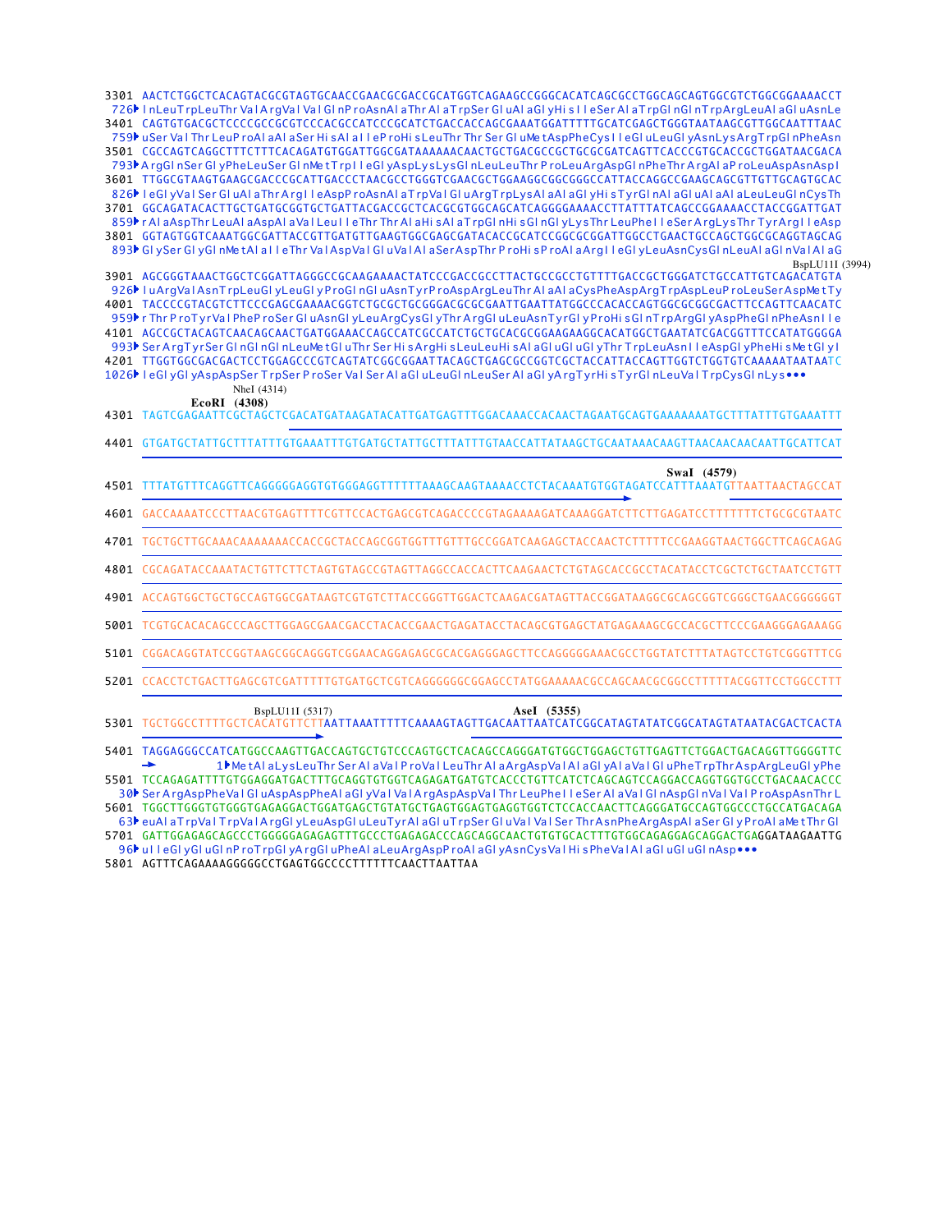```
3301 AACTCTGGCTCACAGTACGCGTAGTGCAACCGAACGCGACCGCATGGTCAGAAGCCGGGCACATCAGCGCCTGGCAGCAGTGGCGTCTGGCGGAAAACCT
 726▶ lnLeuTrpLeuThrValArgValValGlnProAsnAlaThrAlaTrpSerGluAlaGlyHisIleSerAlaTrpGlnGlnTrpArgLeuAlaGluAsnLe
3401 CAGTGTGACGCTCCCCGCCGCGTCCCACGCCATCCCGCATCTGACCACCAGCGAAATGGATTTTTGCATCGAGCTGGGTAATAAGCGTTGGCAATTTAAC
 759▶ uSerValThrLeuProAlaAlaSerHisAlaIleProHisLeuThrThrSerGluMetAspPheCysIleGluLeuGlyAsnLysArgTrpGlnPheAsn
3501 CGCCAGTCAGGCTTTCTTTCACAGATGTGGATTGGCGATAAAAAACAACTGCTGACGCCGCTGCGCGATCAGTTCACCCGTGCACCGCTGGATAACGACA
 793▶ ArgGlnSerGlyPheLeuSerGlnMetTrpIleGlyAspLysLysGlnLeuLeuThrProLeuArgAspGlnPheThrArgAlaProLeuAspAsnAspI
3601 TTGGCGTAAGTGAAGCGACCCGCATTGACCCTAACGCCTGGGTCGAACGCTGGAAGGCGGCGGGCCATTACCAGGCCGAAGCAGCGTTGTTGCAGTGCAC
 826▶ leGlyValSerGluAlaThrArgIleAspProAsnAlaTrpValGluArgTrpLysAlaAlaGlyHisTyrGlnAlaGluAlaAlaLeuLeuGlnCysTh
3701 GGCAGATACACTTGCTGATGCGGTGCTGATTACGACCGCTCACGCGTGGCAGCATCAGGGGAAAACCTTATTTATCAGCCGGAAAACCTACCGGATTGAT
 859▶ rAlaAspThrLeuAlaAspAlaValLeuIleThrThrAlaHisAlaTrpGlnHisGlnGlyLysThrLeuPheIleSerArgLysThrTyrArgIleAsp
3801 GGTAGTGGTCAAATGGCGATTACCGTTGATGTTGAAGTGGCGAGCGATACACCGCATCCGGCGCGGATTGGCCTGAACTGCCAGCTGGCGCAGGTAGCAG
 893▶ GlySerGlyGlnMetAlaIleThrValAspValGluValAlaSerAspThrProHisProAlaArgIleGlyLeuAsnCysGlnLeuAlaGlnValAlaG
                                                                                      BspLU11I (3994)
3901 AGCGGGTAAACTGGCTCGGATTAGGGCCGCAAGAAAACTATCCCGACCGCCTTACTGCCGCCTGTTTTGACCGCTGGGATCTGCCATTGTCAGACATGTA
 926▶ luArgValAsnTrpLeuGlyLeuGlyProGlnGluAsnTyrProAspArgLeuThrAlaAlaCysPheAspArgTrpAspLeuProLeuSerAspMetTy
4001 TACCCCGTACGTCTTCCCGAGCGAAAACGGTCTGCGCTGCGGGACGCGCGAATTGAATTATGGCCCACACCAGTGGCGCGGCGACTTCCAGTTCAACATC
 959▶ rThrProTyrValPheProSerGluAsnGlyLeuArgCysGlyThrArgGluLeuAsnTyrGlyProHisGlnTrpArgGlyAspPheGlnPheAsnIle
4101 AGCCGCTACAGTCAACAGCAACTGATGGAAACCAGCCATCGCCATCTGCTGCACGCGGAAGAAGGCACATGGCTGAATATCGACGGTTTCCATATGGGGA
 993▶ SerArgTyrSerGlnGlnGlnLeuMetGluThrSerHisArgHisLeuLeuHisAlaGluGluGlyThrTrpLeuAsnIleAspGlyPheHisMetGlyI
4201 TTGGTGGCGACGACTCCTGGAGCCCGTCAGTATCGGCGGAATTACAGCTGAGCGCCGGTCGCTACCATTACCAGTTGGTCTGGTGTCAAAAATAATAATC
1026▶ leGlyGlyAspAspSerTrpSerProSerValSerAlaGluLeuGlnLeuSerAlaGlyArgTyrHisTyrGlnLeuValTrpCysGlnLys•••
                       NheI (4314)
                 EcoRI (4308)
4301 TAGTCGAGAATTCGCTAGCTCGACATGATAAGATACATTGATGAGTTTGGACAAACCACAACTAGAATGCAGTGAAAAAAATGCTTTATTTGTGAAATTT
4401 GTGATGCTATTGCTTTATTTGTGAAATTTGTGATGCTATTGCTTTATTTGTAACCATTATAAGCTGCAATAAACAAGTTAACAACAACAATTGCATTCAT
                                                                            SwaI (4579)
4501 TTTATGTTTCAGGTTCAGGGGGAGGTGTGGGAGGTTTTTTAAAGCAAGTAAAACCTCTACAAATGTGGTAGATCCATTTAAATGTTAATTAACTAGCCAT
4601 GACCAAAATCCCTTAACGTGAGTTTTCGTTCCACTGAGCGTCAGACCCCGTAGAAAAGATCAAAGGATCTTCTTGAGATCCTTTTTTTCTGCGCGTAATC
4701 TGCTGCTTGCAAACAAAAAAACCACCGCTACCAGCGGTGGTTTGTTTGCCGGATCAAGAGCTACCAACTCTTTTTCCGAAGGTAACTGGCTTCAGCAGAG
4801 CGCAGATACCAAATACTGTTCTTCTAGTGTAGCCGTAGTTAGGCCACCACTTCAAGAACTCTGTAGCACCGCCTACATACCTCGCTCTGCTAATCCTGTT
4901 ACCAGTGGCTGCTGCCAGTGGCGATAAGTCGTGTCTTACCGGGTTGGACTCAAGACGATAGTTACCGGATAAGGCGCAGCGGTCGGGCTGAACGGGGGGT
5001 TCGTGCACACAGCCCAGCTTGGAGCGAACGACCTACACCGAACTGAGATACCTACAGCGTGAGCTATGAGAAAGCGCCACGCTTCCCGAAGGGAGAAAGG
5101 CGGACAGGTATCCGGTAAGCGGCAGGGTCGGAACAGGAGAGCGCACGAGGGAGCTTCCAGGGGGAAACGCCTGGTATCTTTATAGTCCTGTCGGGTTTCG
5201 CCACCTCTGACTTGAGCGTCGATTTTTGTGATGCTCGTCAGGGGGGCGGAGCCTATGGAAAAACGCCAGCAACGCGGCCTTTTTACGGTTCCTGGCCTTT
                        BspLU11I (5317)                         AseI (5355)
5301 TGCTGGCCTTTTGCTCACATGTTCTTAATTAAATTTTTCAAAAGTAGTTGACAATTAATCATCGGCATAGTATATCGGCATAGTATAATACGACTCACTA
5401 TAGGAGGGCCATCATGGCCAAGTTGACCAGTGCTGTCCCAGTGCTCACAGCCAGGGATGTGGCTGGAGCTGTTGAGTTCTGGACTGACAGGTTGGGGTTC
                1▶MetAlaLysLeuThrSerAlaValProValLeuThrAlaArgAspValAlaGlyAlaValGluPheTrpThrAspArgLeuGlyPhe
5501 TCCAGAGATTTTGTGGAGGATGACTTTGCAGGTGTGGTCAGAGATGATGTCACCCTGTTCATCTCAGCAGTCCAGGACCAGGTGGTGCCTGACAACACCC
  30▶ SerArgAspPheValGluAspAspPheAlaGlyValValArgAspAspValThrLeuPheIleSerAlaValGlnAspGlnValValProAspAsnThrL
5601 TGGCTTGGGTGTGGGTGAGAGGACTGGATGAGCTGTATGCTGAGTGGAGTGAGGTGGTCTCCACCAACTTCAGGGATGCCAGTGGCCCTGCCATGACAGA
  63▶ euAlaTrpValTrpValArgGlyLeuAspGluLeuTyrAlaGluTrpSerGluValValSerThrAsnPheArgAspAlaSerGlyProAlaMetThrGl
5701 GATTGGAGAGCAGCCCTGGGGGAGAGAGTTTGCCCTGAGAGACCCAGCAGGCAACTGTGTGCACTTTGTGGCAGAGGAGCAGGACTGAGGATAAGAATTG
  96▶ uIleGlyGluGlnProTrpGlyArgGluPheAlaLeuArgAspProAlaGlyAsnCysValHisPheValAlaGluGluGlnAsp•••
5801 AGTTTCAGAAAAGGGGGCCTGAGTGGCCCCTTTTTTCAACTTAATTAA
```